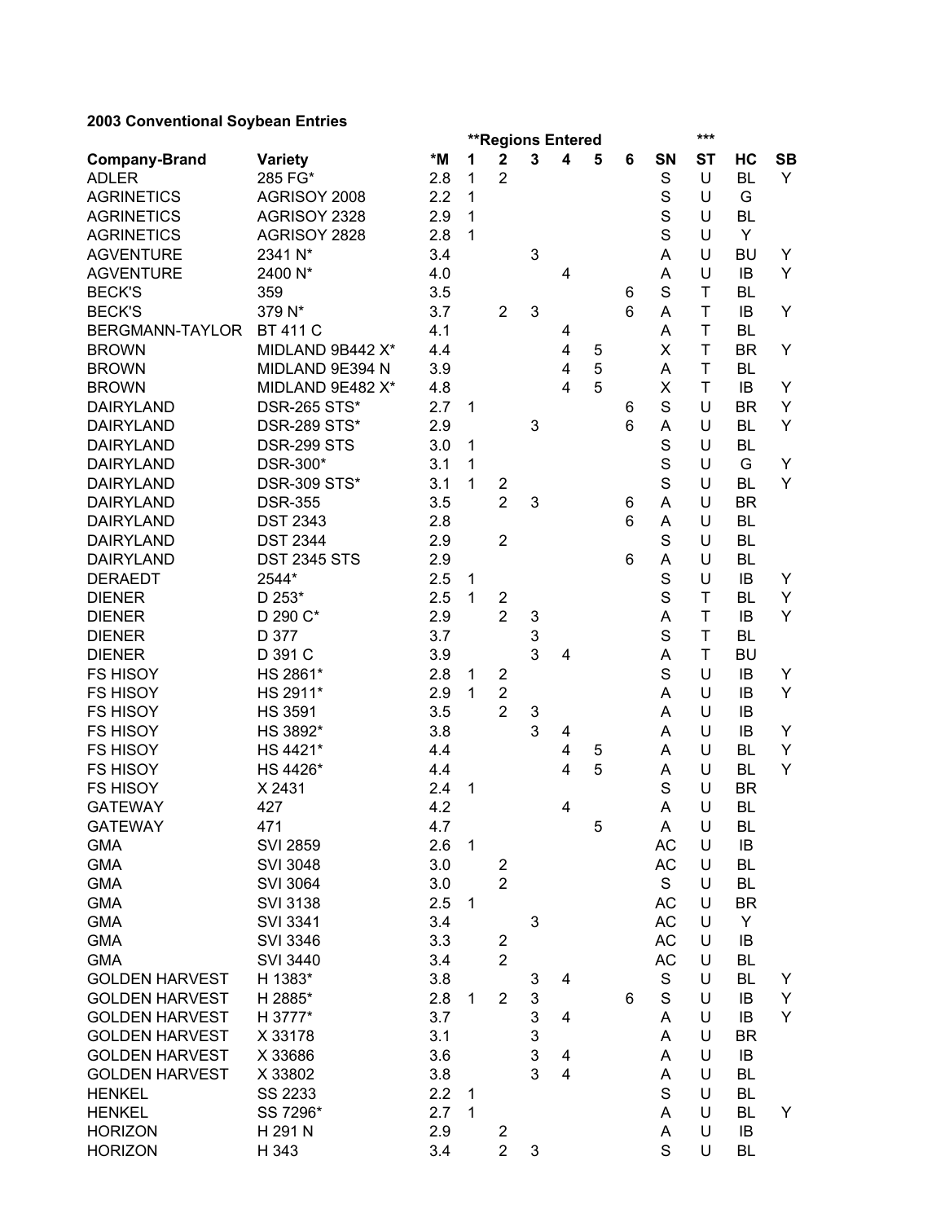### 2003 Conventional Soybean Entries

| Company-Brand | Variety | *M | **Regions Entered 1 | 2 | 3 | 4 | 5 | 6 | SN | *** ST | HC | SB |
|---|---|---|---|---|---|---|---|---|---|---|---|---|
| ADLER | 285 FG* | 2.8 | 1 | 2 | | | | | S | U | BL | Y |
| AGRINETICS | AGRISOY 2008 | 2.2 | 1 | | | | | | S | U | G | |
| AGRINETICS | AGRISOY 2328 | 2.9 | 1 | | | | | | S | U | BL | |
| AGRINETICS | AGRISOY 2828 | 2.8 | 1 | | | | | | S | U | Y | |
| AGVENTURE | 2341 N* | 3.4 | | | 3 | | | | A | U | BU | Y |
| AGVENTURE | 2400 N* | 4.0 | | | | 4 | | | A | U | IB | Y |
| BECK'S | 359 | 3.5 | | | | | | 6 | S | T | BL | |
| BECK'S | 379 N* | 3.7 | | 2 | 3 | | | 6 | A | T | IB | Y |
| BERGMANN-TAYLOR | BT 411 C | 4.1 | | | | 4 | | | A | T | BL | |
| BROWN | MIDLAND 9B442 X* | 4.4 | | | | 4 | 5 | | X | T | BR | Y |
| BROWN | MIDLAND 9E394 N | 3.9 | | | | 4 | 5 | | A | T | BL | |
| BROWN | MIDLAND 9E482 X* | 4.8 | | | | 4 | 5 | | X | T | IB | Y |
| DAIRYLAND | DSR-265 STS* | 2.7 | 1 | | | | | 6 | S | U | BR | Y |
| DAIRYLAND | DSR-289 STS* | 2.9 | | | 3 | | | 6 | A | U | BL | Y |
| DAIRYLAND | DSR-299 STS | 3.0 | 1 | | | | | | S | U | BL | |
| DAIRYLAND | DSR-300* | 3.1 | 1 | | | | | | S | U | G | Y |
| DAIRYLAND | DSR-309 STS* | 3.1 | 1 | 2 | | | | | S | U | BL | Y |
| DAIRYLAND | DSR-355 | 3.5 | | 2 | 3 | | | 6 | A | U | BR | |
| DAIRYLAND | DST 2343 | 2.8 | | | | | | 6 | A | U | BL | |
| DAIRYLAND | DST 2344 | 2.9 | | 2 | | | | | S | U | BL | |
| DAIRYLAND | DST 2345 STS | 2.9 | | | | | | 6 | A | U | BL | |
| DERAEDT | 2544* | 2.5 | 1 | | | | | | S | U | IB | Y |
| DIENER | D 253* | 2.5 | 1 | 2 | | | | | S | T | BL | Y |
| DIENER | D 290 C* | 2.9 | | 2 | 3 | | | | A | T | IB | Y |
| DIENER | D 377 | 3.7 | | | 3 | | | | S | T | BL | |
| DIENER | D 391 C | 3.9 | | | 3 | 4 | | | A | T | BU | |
| FS HISOY | HS 2861* | 2.8 | 1 | 2 | | | | | S | U | IB | Y |
| FS HISOY | HS 2911* | 2.9 | 1 | 2 | | | | | A | U | IB | Y |
| FS HISOY | HS 3591 | 3.5 | | 2 | 3 | | | | A | U | IB | |
| FS HISOY | HS 3892* | 3.8 | | | 3 | 4 | | | A | U | IB | Y |
| FS HISOY | HS 4421* | 4.4 | | | | 4 | 5 | | A | U | BL | Y |
| FS HISOY | HS 4426* | 4.4 | | | | 4 | 5 | | A | U | BL | Y |
| FS HISOY | X 2431 | 2.4 | 1 | | | | | | S | U | BR | |
| GATEWAY | 427 | 4.2 | | | | 4 | | | A | U | BL | |
| GATEWAY | 471 | 4.7 | | | | | 5 | | A | U | BL | |
| GMA | SVI 2859 | 2.6 | 1 | | | | | | AC | U | IB | |
| GMA | SVI 3048 | 3.0 | | 2 | | | | | AC | U | BL | |
| GMA | SVI 3064 | 3.0 | | 2 | | | | | S | U | BL | |
| GMA | SVI 3138 | 2.5 | 1 | | | | | | AC | U | BR | |
| GMA | SVI 3341 | 3.4 | | | 3 | | | | AC | U | Y | |
| GMA | SVI 3346 | 3.3 | | 2 | | | | | AC | U | IB | |
| GMA | SVI 3440 | 3.4 | | 2 | | | | | AC | U | BL | |
| GOLDEN HARVEST | H 1383* | 3.8 | | | 3 | 4 | | | S | U | BL | Y |
| GOLDEN HARVEST | H 2885* | 2.8 | 1 | 2 | 3 | | | 6 | S | U | IB | Y |
| GOLDEN HARVEST | H 3777* | 3.7 | | | 3 | 4 | | | A | U | IB | Y |
| GOLDEN HARVEST | X 33178 | 3.1 | | | 3 | | | | A | U | BR | |
| GOLDEN HARVEST | X 33686 | 3.6 | | | 3 | 4 | | | A | U | IB | |
| GOLDEN HARVEST | X 33802 | 3.8 | | | 3 | 4 | | | A | U | BL | |
| HENKEL | SS 2233 | 2.2 | 1 | | | | | | S | U | BL | |
| HENKEL | SS 7296* | 2.7 | 1 | | | | | | A | U | BL | Y |
| HORIZON | H 291 N | 2.9 | | 2 | | | | | A | U | IB | |
| HORIZON | H 343 | 3.4 | | 2 | 3 | | | | S | U | BL | |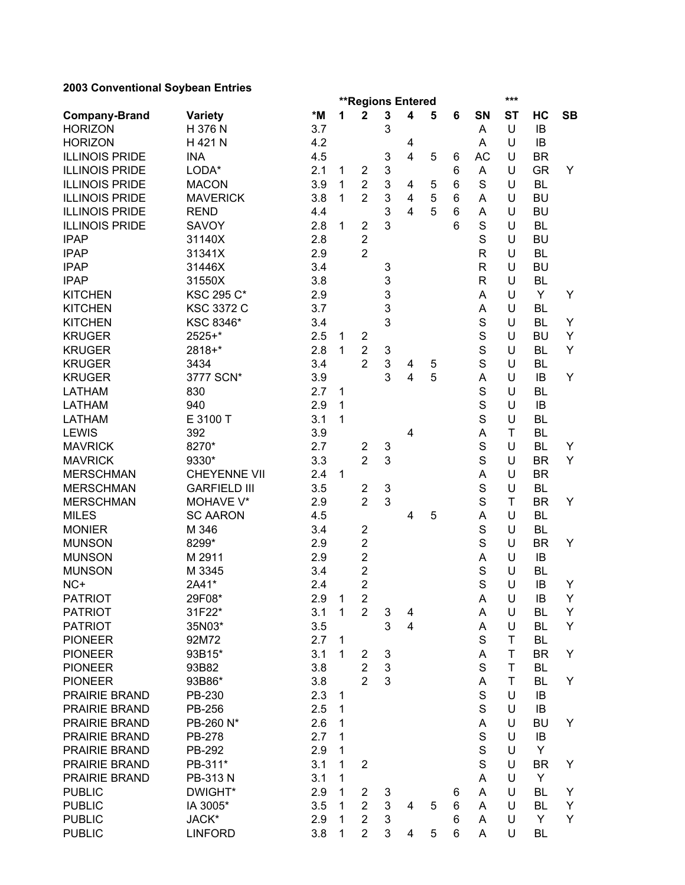**2003 Conventional Soybean Entries**

| Company-Brand | Variety | *M | **Regions Entered 1 | 2 | 3 | 4 | 5 | 6 | SN | *** ST | HC | SB |
|---|---|---|---|---|---|---|---|---|---|---|---|---|
| HORIZON | H 376 N | 3.7 | | | 3 | | | | A | U | IB | |
| HORIZON | H 421 N | 4.2 | | | | 4 | | | A | U | IB | |
| ILLINOIS PRIDE | INA | 4.5 | | | 3 | 4 | 5 | 6 | AC | U | BR | |
| ILLINOIS PRIDE | LODA* | 2.1 | 1 | 2 | 3 | | | 6 | A | U | GR | Y |
| ILLINOIS PRIDE | MACON | 3.9 | 1 | 2 | 3 | 4 | 5 | 6 | S | U | BL | |
| ILLINOIS PRIDE | MAVERICK | 3.8 | 1 | 2 | 3 | 4 | 5 | 6 | A | U | BU | |
| ILLINOIS PRIDE | REND | 4.4 | | | 3 | 4 | 5 | 6 | A | U | BU | |
| ILLINOIS PRIDE | SAVOY | 2.8 | 1 | 2 | 3 | | | 6 | S | U | BL | |
| IPAP | 31140X | 2.8 | | 2 | | | | | S | U | BU | |
| IPAP | 31341X | 2.9 | | 2 | | | | | R | U | BL | |
| IPAP | 31446X | 3.4 | | | 3 | | | | R | U | BU | |
| IPAP | 31550X | 3.8 | | | 3 | | | | R | U | BL | |
| KITCHEN | KSC 295 C* | 2.9 | | | 3 | | | | A | U | Y | Y |
| KITCHEN | KSC 3372 C | 3.7 | | | 3 | | | | A | U | BL | |
| KITCHEN | KSC 8346* | 3.4 | | | 3 | | | | S | U | BL | Y |
| KRUGER | 2525+* | 2.5 | 1 | 2 | | | | | S | U | BU | Y |
| KRUGER | 2818+* | 2.8 | 1 | 2 | 3 | | | | S | U | BL | Y |
| KRUGER | 3434 | 3.4 | | 2 | 3 | 4 | 5 | | S | U | BL | |
| KRUGER | 3777 SCN* | 3.9 | | | 3 | 4 | 5 | | A | U | IB | Y |
| LATHAM | 830 | 2.7 | 1 | | | | | | S | U | BL | |
| LATHAM | 940 | 2.9 | 1 | | | | | | S | U | IB | |
| LATHAM | E 3100 T | 3.1 | 1 | | | | | | S | U | BL | |
| LEWIS | 392 | 3.9 | | | | 4 | | | A | T | BL | |
| MAVRICK | 8270* | 2.7 | | 2 | 3 | | | | S | U | BL | Y |
| MAVRICK | 9330* | 3.3 | | 2 | 3 | | | | S | U | BR | Y |
| MERSCHMAN | CHEYENNE VII | 2.4 | 1 | | | | | | A | U | BR | |
| MERSCHMAN | GARFIELD III | 3.5 | | 2 | 3 | | | | S | U | BL | |
| MERSCHMAN | MOHAVE V* | 2.9 | | 2 | 3 | | | | S | T | BR | Y |
| MILES | SC AARON | 4.5 | | | | 4 | 5 | | A | U | BL | |
| MONIER | M 346 | 3.4 | | 2 | | | | | S | U | BL | |
| MUNSON | 8299* | 2.9 | | 2 | | | | | S | U | BR | Y |
| MUNSON | M 2911 | 2.9 | | 2 | | | | | A | U | IB | |
| MUNSON | M 3345 | 3.4 | | 2 | | | | | S | U | BL | |
| NC+ | 2A41* | 2.4 | | 2 | | | | | S | U | IB | Y |
| PATRIOT | 29F08* | 2.9 | 1 | 2 | | | | | A | U | IB | Y |
| PATRIOT | 31F22* | 3.1 | 1 | 2 | 3 | 4 | | | A | U | BL | Y |
| PATRIOT | 35N03* | 3.5 | | | 3 | 4 | | | A | U | BL | Y |
| PIONEER | 92M72 | 2.7 | 1 | | | | | | S | T | BL | |
| PIONEER | 93B15* | 3.1 | 1 | 2 | 3 | | | | A | T | BR | Y |
| PIONEER | 93B82 | 3.8 | | 2 | 3 | | | | S | T | BL | |
| PIONEER | 93B86* | 3.8 | | 2 | 3 | | | | A | T | BL | Y |
| PRAIRIE BRAND | PB-230 | 2.3 | 1 | | | | | | S | U | IB | |
| PRAIRIE BRAND | PB-256 | 2.5 | 1 | | | | | | S | U | IB | |
| PRAIRIE BRAND | PB-260 N* | 2.6 | 1 | | | | | | A | U | BU | Y |
| PRAIRIE BRAND | PB-278 | 2.7 | 1 | | | | | | S | U | IB | |
| PRAIRIE BRAND | PB-292 | 2.9 | 1 | | | | | | S | U | Y | |
| PRAIRIE BRAND | PB-311* | 3.1 | 1 | 2 | | | | | S | U | BR | Y |
| PRAIRIE BRAND | PB-313 N | 3.1 | 1 | | | | | | A | U | Y | |
| PUBLIC | DWIGHT* | 2.9 | 1 | 2 | 3 | | | 6 | A | U | BL | Y |
| PUBLIC | IA 3005* | 3.5 | 1 | 2 | 3 | 4 | 5 | 6 | A | U | BL | Y |
| PUBLIC | JACK* | 2.9 | 1 | 2 | 3 | | | 6 | A | U | Y | Y |
| PUBLIC | LINFORD | 3.8 | 1 | 2 | 3 | 4 | 5 | 6 | A | U | BL | |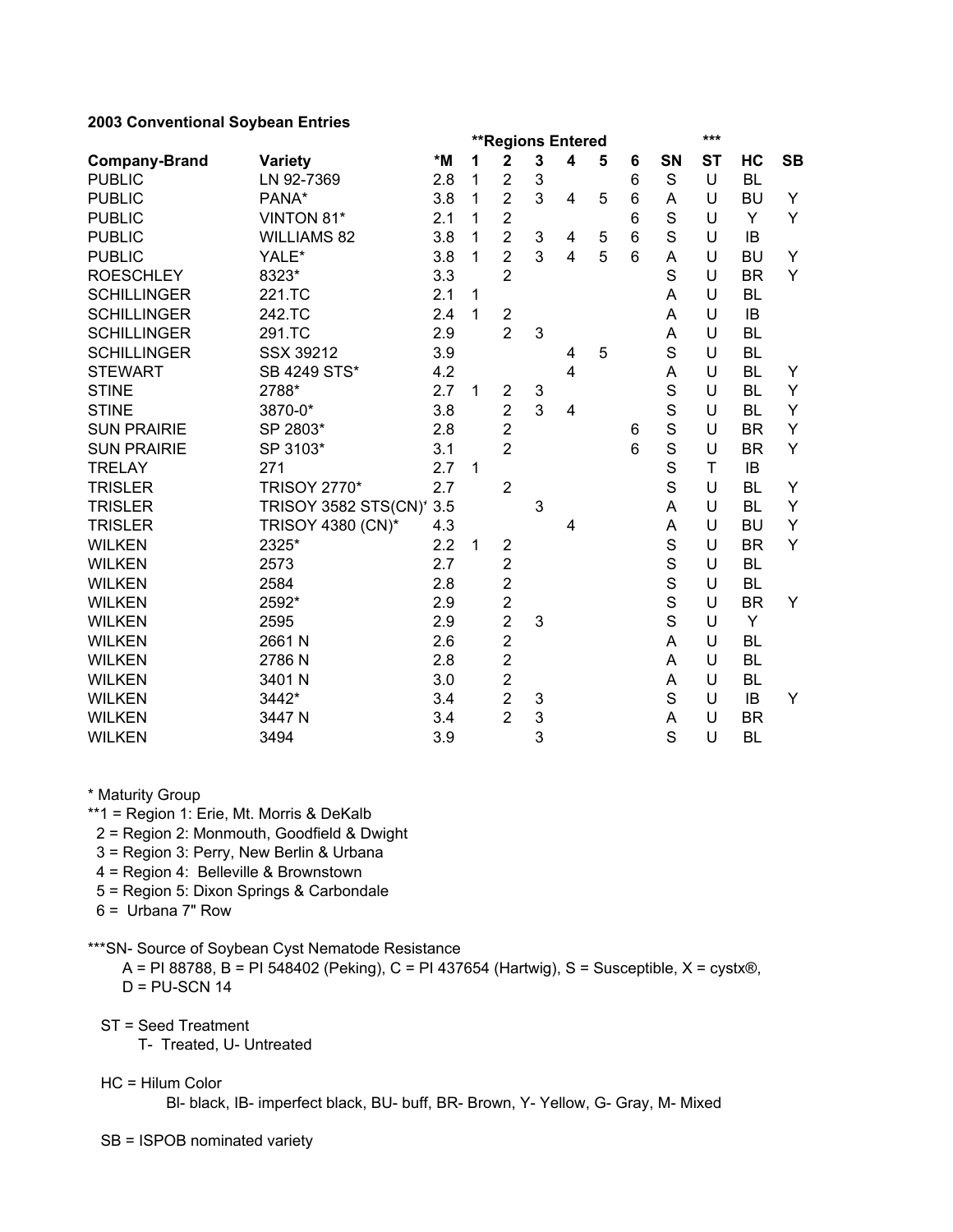**2003 Conventional Soybean Entries**

| | | | **Regions Entered | | | | | | | *** | | |
|---|---|---|---|---|---|---|---|---|---|---|---|---|
| **Company-Brand** | **Variety** | ***M** | **1** | **2** | **3** | **4** | **5** | **6** | **SN** | **ST** | **HC** | **SB** |
| PUBLIC | LN 92-7369 | 2.8 | 1 | 2 | 3 | | | 6 | S | U | BL | |
| PUBLIC | PANA* | 3.8 | 1 | 2 | 3 | 4 | 5 | 6 | A | U | BU | Y |
| PUBLIC | VINTON 81* | 2.1 | 1 | 2 | | | | 6 | S | U | Y | Y |
| PUBLIC | WILLIAMS 82 | 3.8 | 1 | 2 | 3 | 4 | 5 | 6 | S | U | IB | |
| PUBLIC | YALE* | 3.8 | 1 | 2 | 3 | 4 | 5 | 6 | A | U | BU | Y |
| ROESCHLEY | 8323* | 3.3 | | 2 | | | | | S | U | BR | Y |
| SCHILLINGER | 221.TC | 2.1 | 1 | | | | | | A | U | BL | |
| SCHILLINGER | 242.TC | 2.4 | 1 | 2 | | | | | A | U | IB | |
| SCHILLINGER | 291.TC | 2.9 | | 2 | 3 | | | | A | U | BL | |
| SCHILLINGER | SSX 39212 | 3.9 | | | | 4 | 5 | | S | U | BL | |
| STEWART | SB 4249 STS* | 4.2 | | | | 4 | | | A | U | BL | Y |
| STINE | 2788* | 2.7 | 1 | 2 | 3 | | | | S | U | BL | Y |
| STINE | 3870-0* | 3.8 | | 2 | 3 | 4 | | | S | U | BL | Y |
| SUN PRAIRIE | SP 2803* | 2.8 | | 2 | | | | 6 | S | U | BR | Y |
| SUN PRAIRIE | SP 3103* | 3.1 | | 2 | | | | 6 | S | U | BR | Y |
| TRELAY | 271 | 2.7 | 1 | | | | | | S | T | IB | |
| TRISLER | TRISOY 2770* | 2.7 | | 2 | | | | | S | U | BL | Y |
| TRISLER | TRISOY 3582 STS(CN)' | 3.5 | | | 3 | | | | A | U | BL | Y |
| TRISLER | TRISOY 4380 (CN)* | 4.3 | | | | 4 | | | A | U | BU | Y |
| WILKEN | 2325* | 2.2 | 1 | 2 | | | | | S | U | BR | Y |
| WILKEN | 2573 | 2.7 | | 2 | | | | | S | U | BL | |
| WILKEN | 2584 | 2.8 | | 2 | | | | | S | U | BL | |
| WILKEN | 2592* | 2.9 | | 2 | | | | | S | U | BR | Y |
| WILKEN | 2595 | 2.9 | | 2 | 3 | | | | S | U | Y | |
| WILKEN | 2661 N | 2.6 | | 2 | | | | | A | U | BL | |
| WILKEN | 2786 N | 2.8 | | 2 | | | | | A | U | BL | |
| WILKEN | 3401 N | 3.0 | | 2 | | | | | A | U | BL | |
| WILKEN | 3442* | 3.4 | | 2 | 3 | | | | S | U | IB | Y |
| WILKEN | 3447 N | 3.4 | | 2 | 3 | | | | A | U | BR | |
| WILKEN | 3494 | 3.9 | | | 3 | | | | S | U | BL | |

\* Maturity Group

**1 = Region 1: Erie, Mt. Morris & DeKalb
2 = Region 2: Monmouth, Goodfield & Dwight
3 = Region 3: Perry, New Berlin & Urbana
4 = Region 4: Belleville & Brownstown
5 = Region 5: Dixon Springs & Carbondale
6 = Urbana 7" Row

***SN- Source of Soybean Cyst Nematode Resistance
A = PI 88788, B = PI 548402 (Peking), C = PI 437654 (Hartwig), S = Susceptible, X = cystx®,
D = PU-SCN 14

ST = Seed Treatment
T- Treated, U- Untreated

HC = Hilum Color
Bl- black, IB- imperfect black, BU- buff, BR- Brown, Y- Yellow, G- Gray, M- Mixed

SB = ISPOB nominated variety